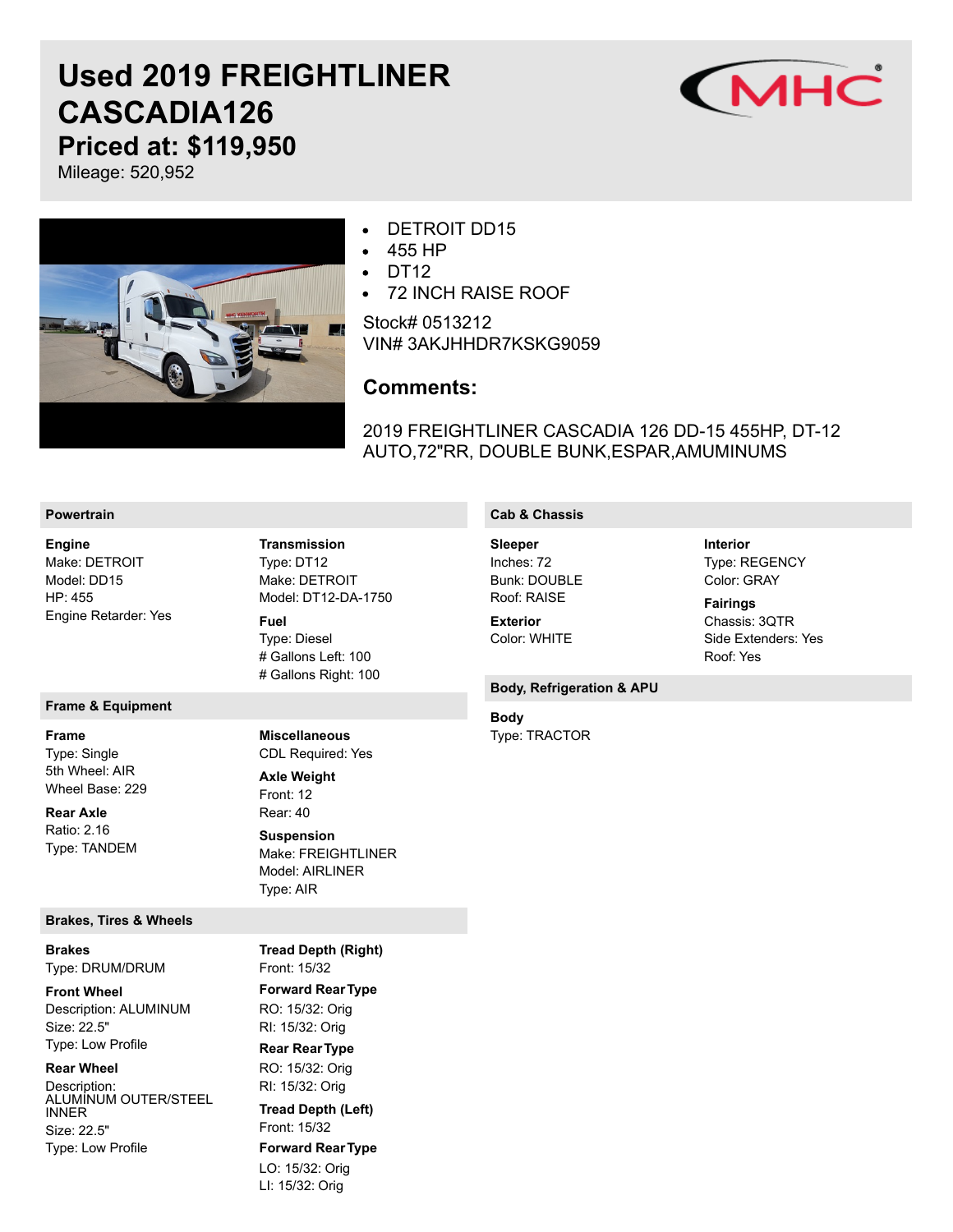# Used 2019 FREIGHTLINER CASCADIA126

## Priced at: $119,950

Mileage: 520,952

- DETROIT DD15
- 455 HP
- DT12
- 72 INCH RAISE ROOF

Stock# 0513212
VIN# 3AKJHHDR7KSKG9059

## Comments:

2019 FREIGHTLINER CASCADIA 126 DD-15 455HP, DT-12 AUTO,72"RR, DOUBLE BUNK,ESPAR,AMUMINUMS

### Powertrain

**Engine**
Make: DETROIT
Model: DD15
HP: 455
Engine Retarder: Yes

**Transmission**
Type: DT12
Make: DETROIT
Model: DT12-DA-1750

**Fuel**
Type: Diesel
# Gallons Left: 100
# Gallons Right: 100

### Cab & Chassis

**Sleeper**
Inches: 72
Bunk: DOUBLE
Roof: RAISE

**Exterior**
Color: WHITE

**Interior**
Type: REGENCY
Color: GRAY

**Fairings**
Chassis: 3QTR
Side Extenders: Yes
Roof: Yes

### Frame & Equipment

**Frame**
Type: Single
5th Wheel: AIR
Wheel Base: 229

**Rear Axle**
Ratio: 2.16
Type: TANDEM

**Miscellaneous**
CDL Required: Yes

**Axle Weight**
Front: 12
Rear: 40

**Suspension**
Make: FREIGHTLINER
Model: AIRLINER
Type: AIR

### Body, Refrigeration & APU

**Body**
Type: TRACTOR

### Brakes, Tires & Wheels

**Brakes**
Type: DRUM/DRUM

**Front Wheel**
Description: ALUMINUM
Size: 22.5"
Type: Low Profile

**Rear Wheel**
Description: ALUMINUM OUTER/STEEL INNER
Size: 22.5"
Type: Low Profile

**Tread Depth (Right)**
Front: 15/32

**Forward Rear Type**
RO: 15/32: Orig
RI: 15/32: Orig

**Rear Rear Type**
RO: 15/32: Orig
RI: 15/32: Orig

**Tread Depth (Left)**
Front: 15/32

**Forward Rear Type**
LO: 15/32: Orig
LI: 15/32: Orig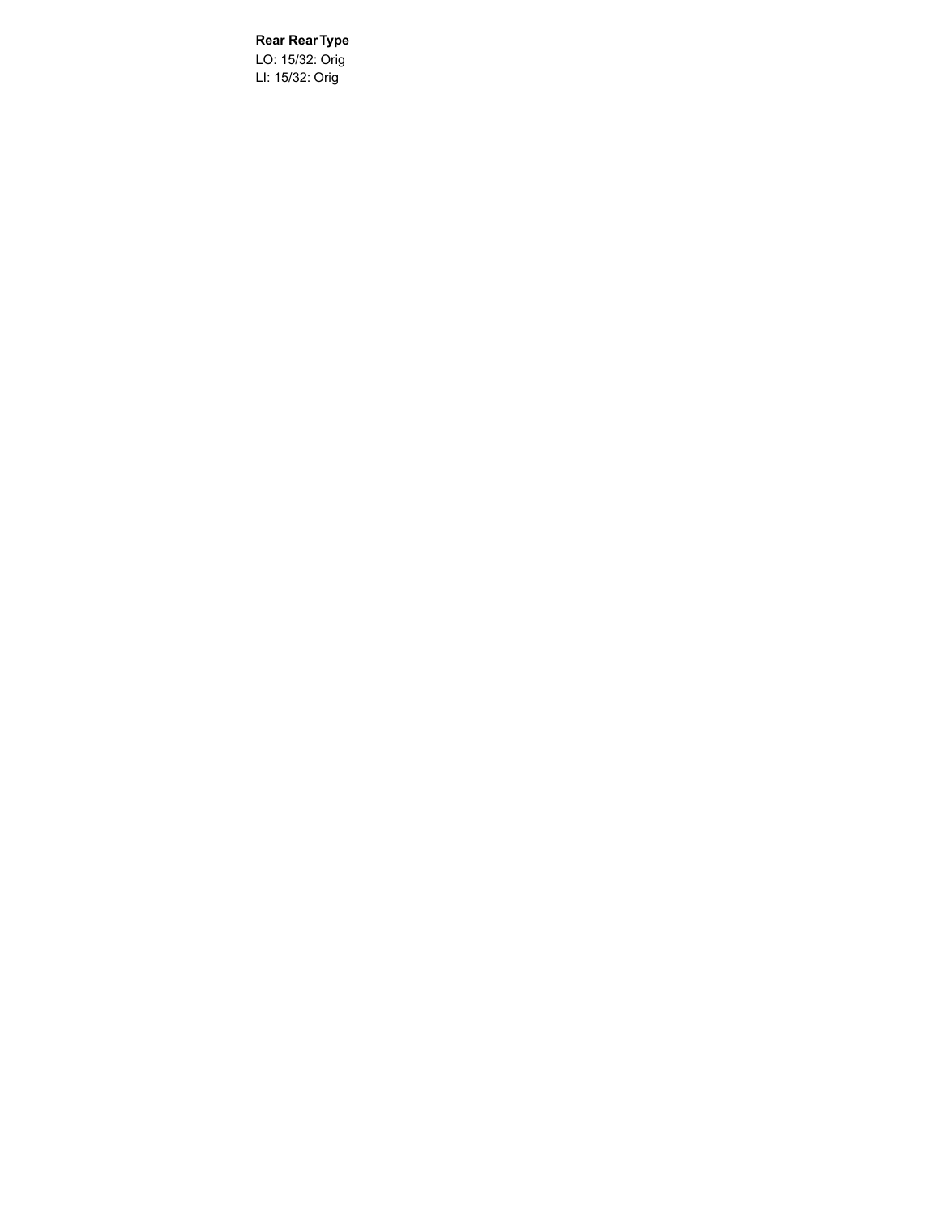**Rear Rear Type**

LO: 15/32: Orig

LI: 15/32: Orig